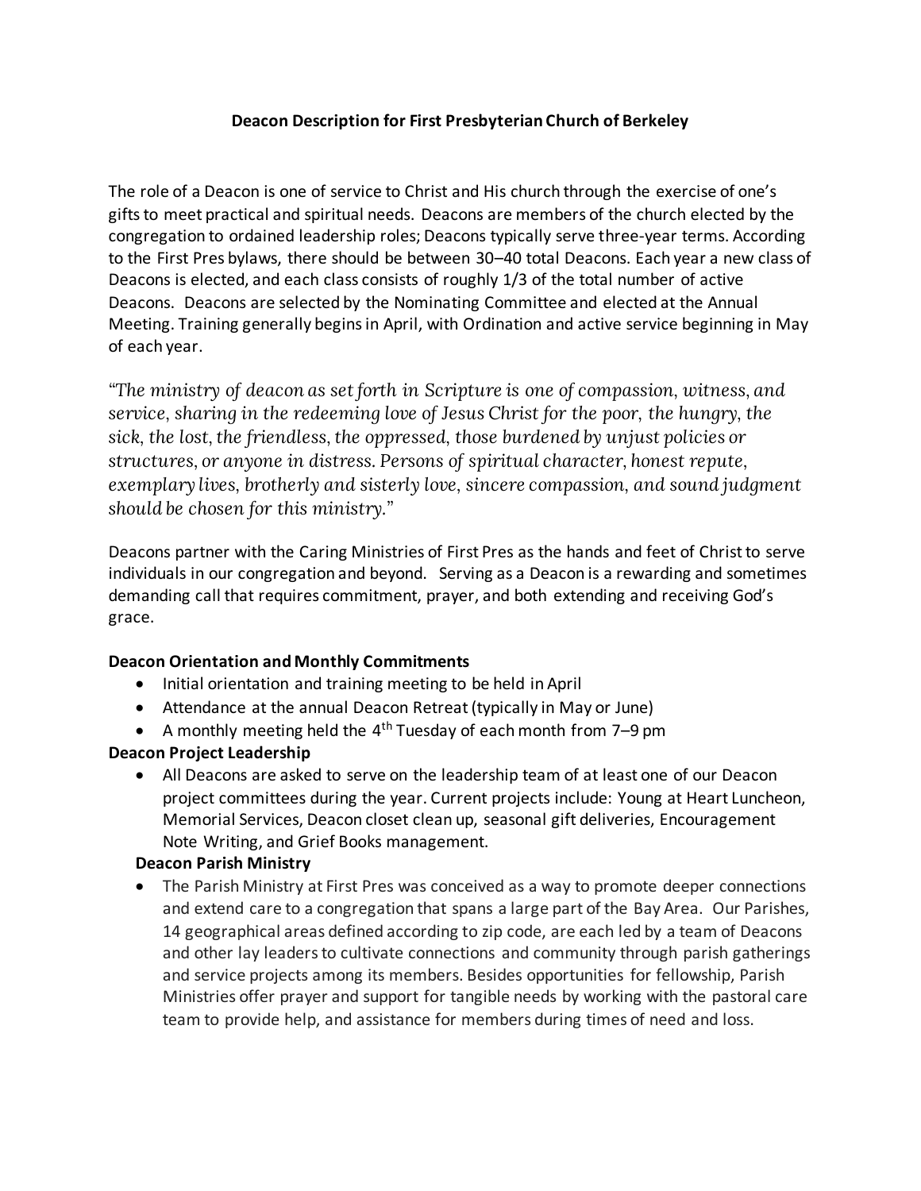# Deacon Description for First Presbyterian Church of Berkeley

The role of a Deacon is one of service to Christ and His church through the exercise of one's gifts to meet practical and spiritual needs. Deacons are members of the church elected by the congregation to ordained leadership roles; Deacons typically serve three-year terms. According to the First Pres bylaws, there should be between 30–40 total Deacons. Each year a new class of Deacons is elected, and each class consists of roughly 1/3 of the total number of active Deacons. Deacons are selected by the Nominating Committee and elected at the Annual Meeting. Training generally begins in April, with Ordination and active service beginning in May of each year.

*"The ministry of deacon as set forth in Scripture is one of compassion, witness, and service, sharing in the redeeming love of Jesus Christ for the poor, the hungry, the sick, the lost, the friendless, the oppressed, those burdened by unjust policies or structures, or anyone in distress. Persons of spiritual character, honest repute, exemplary lives, brotherly and sisterly love, sincere compassion, and sound judgment should be chosen for this ministry."*

Deacons partner with the Caring Ministries of First Pres as the hands and feet of Christ to serve individuals in our congregation and beyond. Serving as a Deacon is a rewarding and sometimes demanding call that requires commitment, prayer, and both extending and receiving God's grace.

**Deacon Orientation and Monthly Commitments**

- Initial orientation and training meeting to be held in April
- Attendance at the annual Deacon Retreat (typically in May or June)
- A monthly meeting held the 4th Tuesday of each month from 7–9 pm

**Deacon Project Leadership**

- All Deacons are asked to serve on the leadership team of at least one of our Deacon project committees during the year. Current projects include: Young at Heart Luncheon, Memorial Services, Deacon closet clean up, seasonal gift deliveries, Encouragement Note Writing, and Grief Books management.

**Deacon Parish Ministry**

- The Parish Ministry at First Pres was conceived as a way to promote deeper connections and extend care to a congregation that spans a large part of the Bay Area. Our Parishes, 14 geographical areas defined according to zip code, are each led by a team of Deacons and other lay leaders to cultivate connections and community through parish gatherings and service projects among its members. Besides opportunities for fellowship, Parish Ministries offer prayer and support for tangible needs by working with the pastoral care team to provide help, and assistance for members during times of need and loss.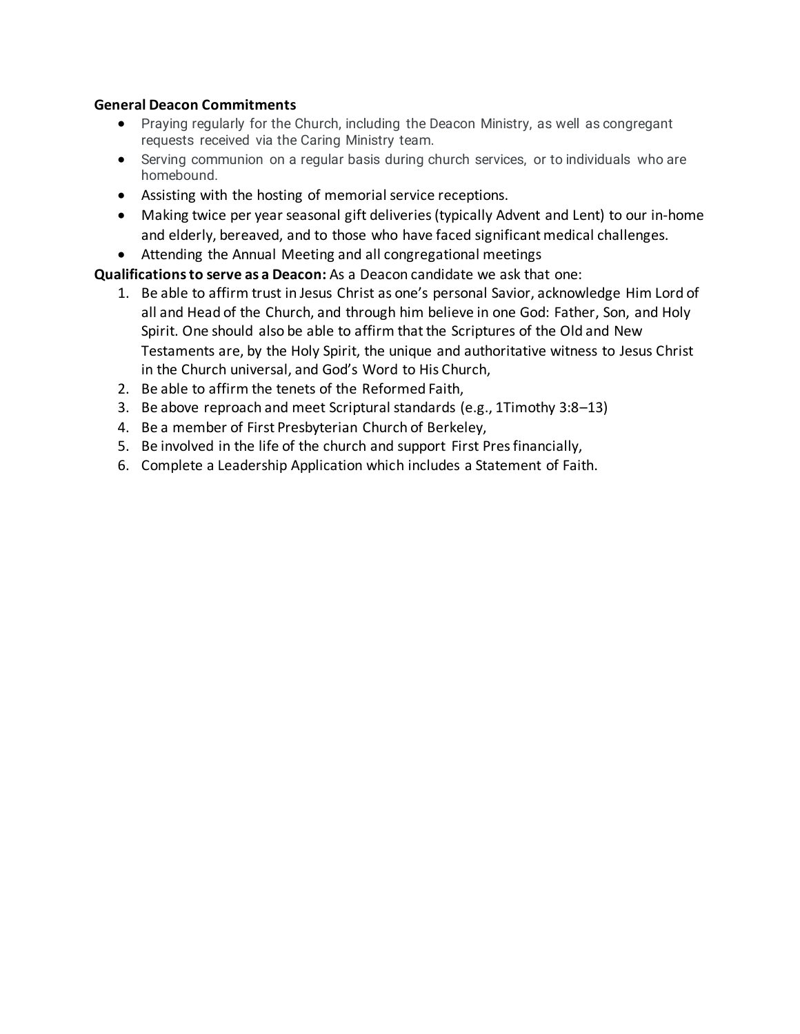**General Deacon Commitments**

- Praying regularly for the Church, including the Deacon Ministry, as well as congregant requests received via the Caring Ministry team.
- Serving communion on a regular basis during church services, or to individuals who are homebound.
- Assisting with the hosting of memorial service receptions.
- Making twice per year seasonal gift deliveries (typically Advent and Lent) to our in-home and elderly, bereaved, and to those who have faced significant medical challenges.
- Attending the Annual Meeting and all congregational meetings

**Qualifications to serve as a Deacon:** As a Deacon candidate we ask that one:

1. Be able to affirm trust in Jesus Christ as one's personal Savior, acknowledge Him Lord of all and Head of the Church, and through him believe in one God: Father, Son, and Holy Spirit. One should also be able to affirm that the Scriptures of the Old and New Testaments are, by the Holy Spirit, the unique and authoritative witness to Jesus Christ in the Church universal, and God's Word to His Church,
2. Be able to affirm the tenets of the Reformed Faith,
3. Be above reproach and meet Scriptural standards (e.g., 1Timothy 3:8–13)
4. Be a member of First Presbyterian Church of Berkeley,
5. Be involved in the life of the church and support First Pres financially,
6. Complete a Leadership Application which includes a Statement of Faith.